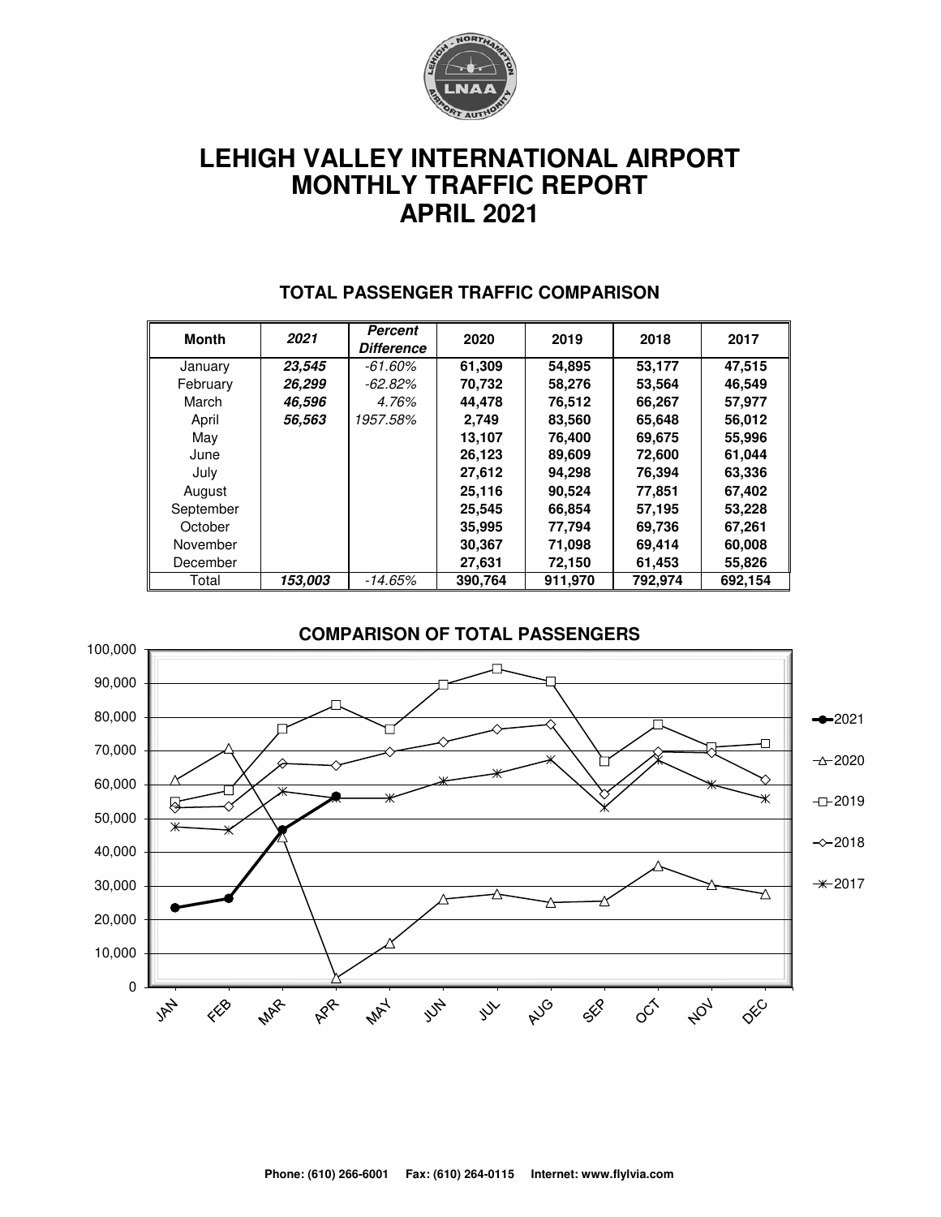# LEHIGH VALLEY INTERNATIONAL AIRPORT
# MONTHLY TRAFFIC REPORT
# APRIL 2021

## TOTAL PASSENGER TRAFFIC COMPARISON

| Month | *2021* | *Percent Difference* | 2020 | 2019 | 2018 | 2017 |
|---|---|---|---|---|---|---|
| January | ***23,545*** | *-61.60%* | **61,309** | **54,895** | **53,177** | **47,515** |
| February | ***26,299*** | *-62.82%* | **70,732** | **58,276** | **53,564** | **46,549** |
| March | ***46,596*** | *4.76%* | **44,478** | **76,512** | **66,267** | **57,977** |
| April | ***56,563*** | *1957.58%* | **2,749** | **83,560** | **65,648** | **56,012** |
| May | | | **13,107** | **76,400** | **69,675** | **55,996** |
| June | | | **26,123** | **89,609** | **72,600** | **61,044** |
| July | | | **27,612** | **94,298** | **76,394** | **63,336** |
| August | | | **25,116** | **90,524** | **77,851** | **67,402** |
| September | | | **25,545** | **66,854** | **57,195** | **53,228** |
| October | | | **35,995** | **77,794** | **69,736** | **67,261** |
| November | | | **30,367** | **71,098** | **69,414** | **60,008** |
| December | | | **27,631** | **72,150** | **61,453** | **55,826** |
| Total | ***153,003*** | *-14.65%* | **390,764** | **911,970** | **792,974** | **692,154** |

## COMPARISON OF TOTAL PASSENGERS

Phone: (610) 266-6001 Fax: (610) 264-0115 Internet: www.flylvia.com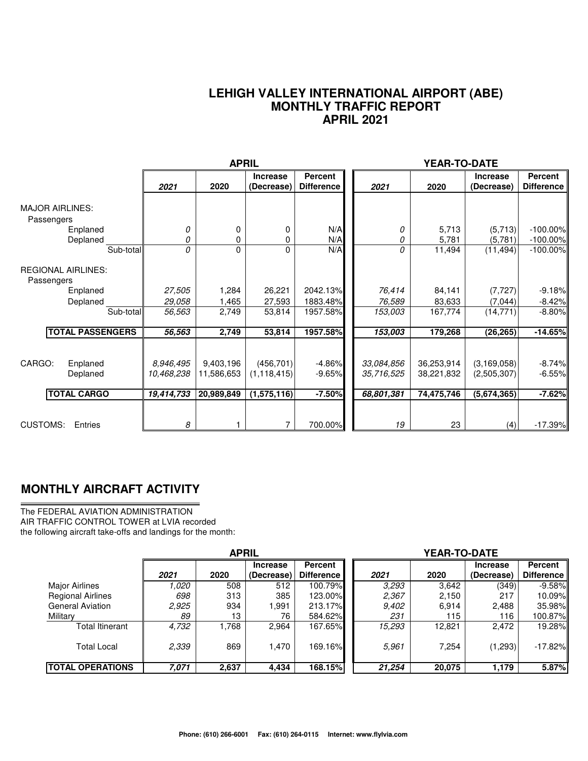# LEHIGH VALLEY INTERNATIONAL AIRPORT (ABE)
## MONTHLY TRAFFIC REPORT
## APRIL 2021

| | APRIL | | | | YEAR-TO-DATE | | | |
|---|---|---|---|---|---|---|---|---|
| | *2021* | 2020 | Increase (Decrease) | Percent Difference | *2021* | 2020 | Increase (Decrease) | Percent Difference |
| **MAJOR AIRLINES:** | | | | | | | | |
| Passengers | | | | | | | | |
| Enplaned | *0* | 0 | 0 | N/A | *0* | 5,713 | (5,713) | -100.00% |
| Deplaned | *0* | 0 | 0 | N/A | *0* | 5,781 | (5,781) | -100.00% |
| Sub-total | *0* | 0 | 0 | N/A | *0* | 11,494 | (11,494) | -100.00% |
| **REGIONAL AIRLINES:** | | | | | | | | |
| Passengers | | | | | | | | |
| Enplaned | *27,505* | 1,284 | 26,221 | 2042.13% | *76,414* | 84,141 | (7,727) | -9.18% |
| Deplaned | *29,058* | 1,465 | 27,593 | 1883.48% | *76,589* | 83,633 | (7,044) | -8.42% |
| Sub-total | *56,563* | 2,749 | 53,814 | 1957.58% | *153,003* | 167,774 | (14,771) | -8.80% |
| **TOTAL PASSENGERS** | ***56,563*** | **2,749** | **53,814** | **1957.58%** | ***153,003*** | **179,268** | **(26,265)** | **-14.65%** |
| CARGO: Enplaned | *8,946,495* | 9,403,196 | (456,701) | -4.86% | *33,084,856* | 36,253,914 | (3,169,058) | -8.74% |
| Deplaned | *10,468,238* | 11,586,653 | (1,118,415) | -9.65% | *35,716,525* | 38,221,832 | (2,505,307) | -6.55% |
| **TOTAL CARGO** | ***19,414,733*** | **20,989,849** | **(1,575,116)** | **-7.50%** | ***68,801,381*** | **74,475,746** | **(5,674,365)** | **-7.62%** |
| CUSTOMS: Entries | *8* | 1 | 7 | 700.00% | *19* | 23 | (4) | -17.39% |

## MONTHLY AIRCRAFT ACTIVITY

The FEDERAL AVIATION ADMINISTRATION
AIR TRAFFIC CONTROL TOWER at LVIA recorded
the following aircraft take-offs and landings for the month:

| | APRIL | | | | YEAR-TO-DATE | | | |
|---|---|---|---|---|---|---|---|---|
| | *2021* | 2020 | Increase (Decrease) | Percent Difference | *2021* | 2020 | Increase (Decrease) | Percent Difference |
| Major Airlines | *1,020* | 508 | 512 | 100.79% | *3,293* | 3,642 | (349) | -9.58% |
| Regional Airlines | *698* | 313 | 385 | 123.00% | *2,367* | 2,150 | 217 | 10.09% |
| General Aviation | *2,925* | 934 | 1,991 | 213.17% | *9,402* | 6,914 | 2,488 | 35.98% |
| Military | *89* | 13 | 76 | 584.62% | *231* | 115 | 116 | 100.87% |
| Total Itinerant | *4,732* | 1,768 | 2,964 | 167.65% | *15,293* | 12,821 | 2,472 | 19.28% |
| Total Local | *2,339* | 869 | 1,470 | 169.16% | *5,961* | 7,254 | (1,293) | -17.82% |
| **TOTAL OPERATIONS** | ***7,071*** | **2,637** | **4,434** | **168.15%** | ***21,254*** | **20,075** | **1,179** | **5.87%** |

**Phone: (610) 266-6001 Fax: (610) 264-0115 Internet: www.flylvia.com**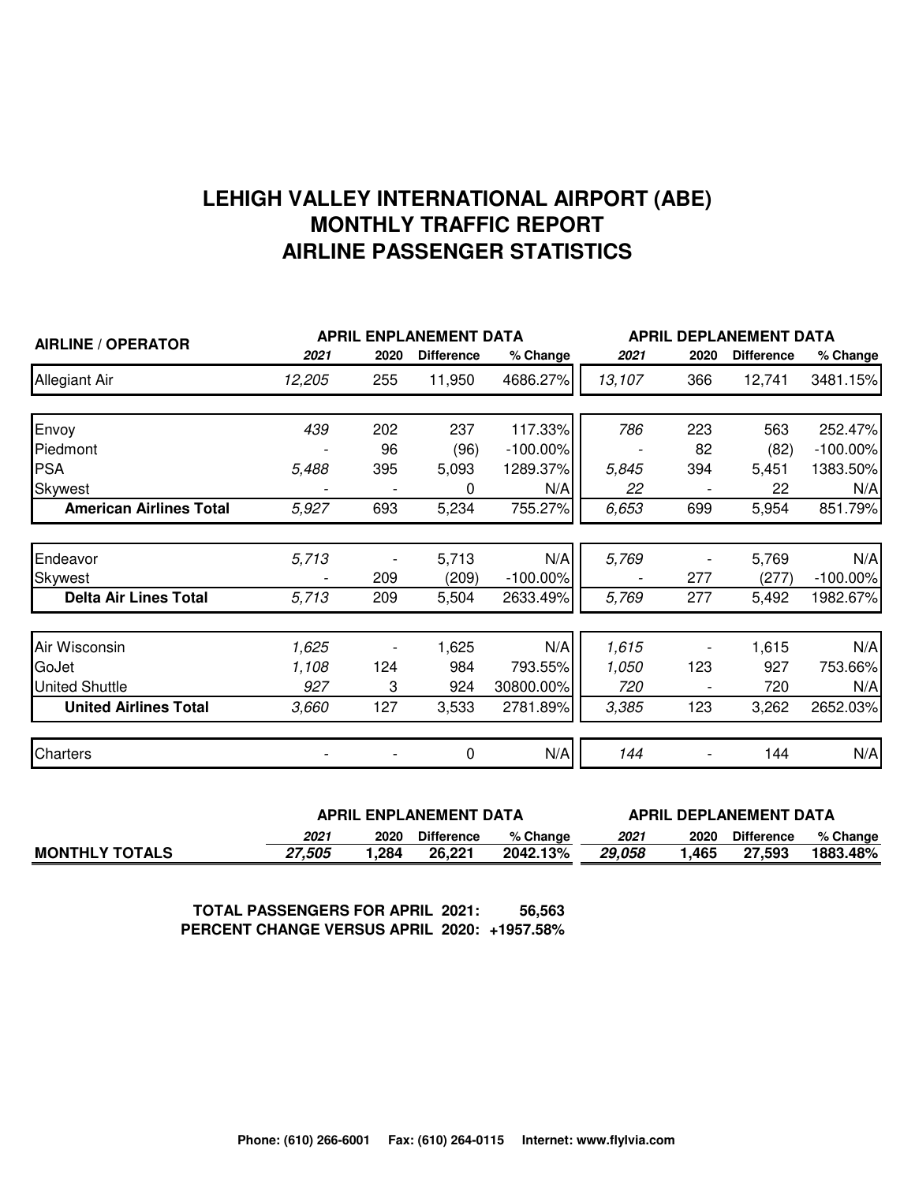# LEHIGH VALLEY INTERNATIONAL AIRPORT (ABE)
# MONTHLY TRAFFIC REPORT
# AIRLINE PASSENGER STATISTICS

| AIRLINE / OPERATOR | APRIL ENPLANEMENT DATA | | | | APRIL DEPLANEMENT DATA | | | |
|---|---|---|---|---|---|---|---|---|
| | *2021* | 2020 | Difference | % Change | *2021* | 2020 | Difference | % Change |
| Allegiant Air | *12,205* | 255 | 11,950 | 4686.27% | *13,107* | 366 | 12,741 | 3481.15% |
| Envoy | *439* | 202 | 237 | 117.33% | *786* | 223 | 563 | 252.47% |
| Piedmont | - | 96 | (96) | -100.00% | - | 82 | (82) | -100.00% |
| PSA | *5,488* | 395 | 5,093 | 1289.37% | *5,845* | 394 | 5,451 | 1383.50% |
| Skywest | - | - | 0 | N/A | *22* | - | 22 | N/A |
| **American Airlines Total** | *5,927* | 693 | 5,234 | 755.27% | *6,653* | 699 | 5,954 | 851.79% |
| Endeavor | *5,713* | - | 5,713 | N/A | *5,769* | - | 5,769 | N/A |
| Skywest | - | 209 | (209) | -100.00% | - | 277 | (277) | -100.00% |
| **Delta Air Lines Total** | *5,713* | 209 | 5,504 | 2633.49% | *5,769* | 277 | 5,492 | 1982.67% |
| Air Wisconsin | *1,625* | - | 1,625 | N/A | *1,615* | - | 1,615 | N/A |
| GoJet | *1,108* | 124 | 984 | 793.55% | *1,050* | 123 | 927 | 753.66% |
| United Shuttle | *927* | 3 | 924 | 30800.00% | *720* | - | 720 | N/A |
| **United Airlines Total** | *3,660* | 127 | 3,533 | 2781.89% | *3,385* | 123 | 3,262 | 2652.03% |
| Charters | - | - | 0 | N/A | *144* | - | 144 | N/A |

| | APRIL ENPLANEMENT DATA | | | | APRIL DEPLANEMENT DATA | | | |
|---|---|---|---|---|---|---|---|---|
| | *2021* | 2020 | Difference | % Change | *2021* | 2020 | Difference | % Change |
| **MONTHLY TOTALS** | ***27,505*** | **1,284** | **26,221** | **2042.13%** | ***29,058*** | **1,465** | **27,593** | **1883.48%** |

**TOTAL PASSENGERS FOR APRIL 2021: 56,563**

**PERCENT CHANGE VERSUS APRIL 2020: +1957.58%**

**Phone: (610) 266-6001 Fax: (610) 264-0115 Internet: www.flylvia.com**